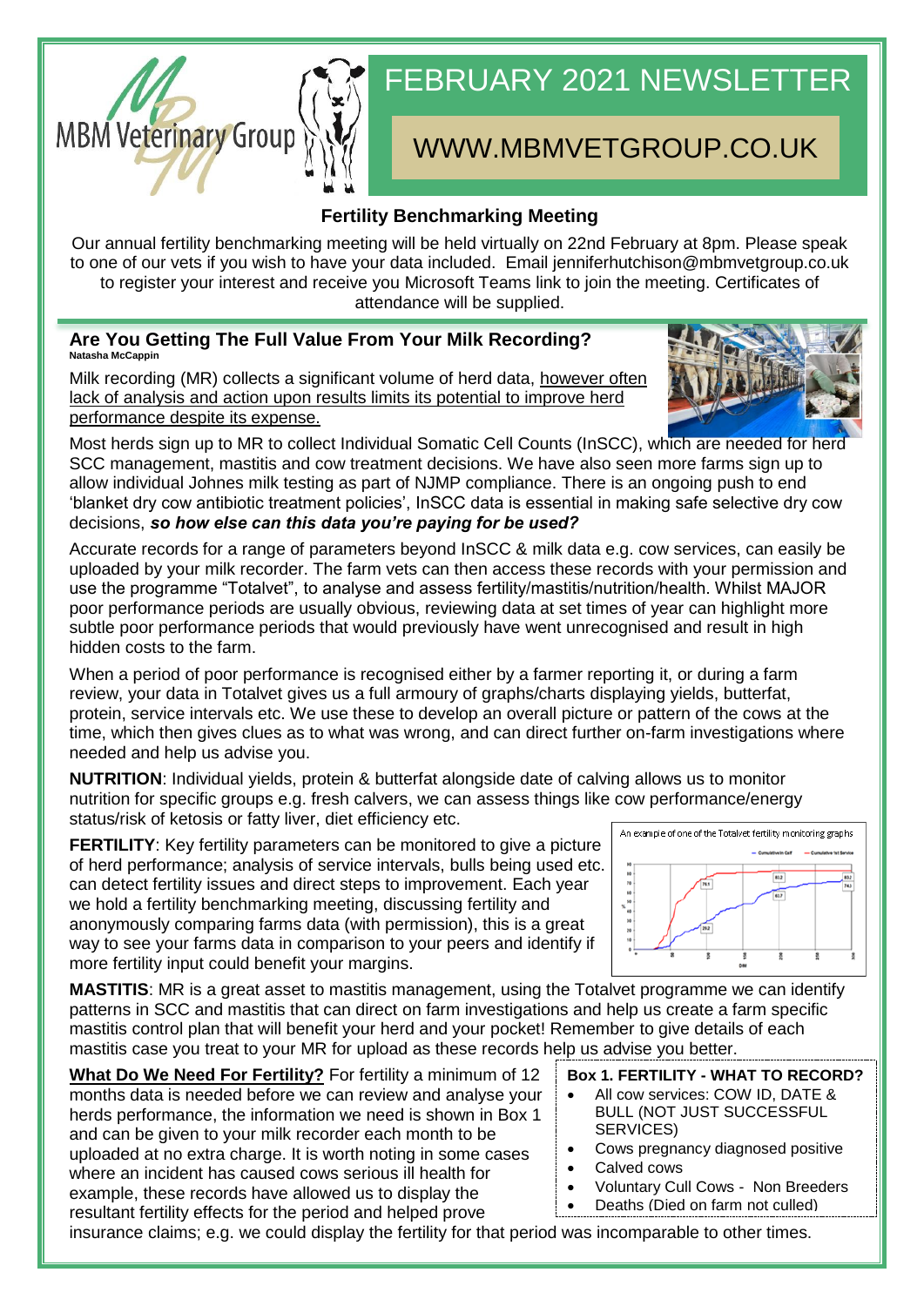MBM Veterinary Group

# FEBRUARY 2021 NEWSLETTER

## WWW.MBMVETGROUP.CO.UK

### Fertility Benchmarking Meeting

Our annual fertility benchmarking meeting will be held virtually on 22nd February at 8pm. Please speak to one of our vets if you wish to have your data included. Email jenniferhutchison@mbmvetgroup.co.uk to register your interest and receive you Microsoft Teams link to join the meeting. Certificates of attendance will be supplied.

### Are You Getting The Full Value From Your Milk Recording?

**Natasha McCappin**

Milk recording (MR) collects a significant volume of herd data, however often lack of analysis and action upon results limits its potential to improve herd performance despite its expense.

Most herds sign up to MR to collect Individual Somatic Cell Counts (InSCC), which are needed for herd SCC management, mastitis and cow treatment decisions. We have also seen more farms sign up to allow individual Johnes milk testing as part of NJMP compliance. There is an ongoing push to end 'blanket dry cow antibiotic treatment policies', InSCC data is essential in making safe selective dry cow decisions, ***so how else can this data you're paying for be used?***

Accurate records for a range of parameters beyond InSCC & milk data e.g. cow services, can easily be uploaded by your milk recorder. The farm vets can then access these records with your permission and use the programme "Totalvet", to analyse and assess fertility/mastitis/nutrition/health. Whilst MAJOR poor performance periods are usually obvious, reviewing data at set times of year can highlight more subtle poor performance periods that would previously have went unrecognised and result in high hidden costs to the farm.

When a period of poor performance is recognised either by a farmer reporting it, or during a farm review, your data in Totalvet gives us a full armoury of graphs/charts displaying yields, butterfat, protein, service intervals etc. We use these to develop an overall picture or pattern of the cows at the time, which then gives clues as to what was wrong, and can direct further on-farm investigations where needed and help us advise you.

**NUTRITION**: Individual yields, protein & butterfat alongside date of calving allows us to monitor nutrition for specific groups e.g. fresh calvers, we can assess things like cow performance/energy status/risk of ketosis or fatty liver, diet efficiency etc.

**FERTILITY**: Key fertility parameters can be monitored to give a picture of herd performance; analysis of service intervals, bulls being used etc. can detect fertility issues and direct steps to improvement. Each year we hold a fertility benchmarking meeting, discussing fertility and anonymously comparing farms data (with permission), this is a great way to see your farms data in comparison to your peers and identify if more fertility input could benefit your margins.

An example of one of the Totalvet fertility monitoring graphs

**MASTITIS**: MR is a great asset to mastitis management, using the Totalvet programme we can identify patterns in SCC and mastitis that can direct on farm investigations and help us create a farm specific mastitis control plan that will benefit your herd and your pocket! Remember to give details of each mastitis case you treat to your MR for upload as these records help us advise you better.

**What Do We Need For Fertility?** For fertility a minimum of 12 months data is needed before we can review and analyse your herds performance, the information we need is shown in Box 1 and can be given to your milk recorder each month to be uploaded at no extra charge. It is worth noting in some cases where an incident has caused cows serious ill health for example, these records have allowed us to display the resultant fertility effects for the period and helped prove insurance claims; e.g. we could display the fertility for that period was incomparable to other times.

**Box 1. FERTILITY - WHAT TO RECORD?**

- All cow services: COW ID, DATE & BULL (NOT JUST SUCCESSFUL SERVICES)
- Cows pregnancy diagnosed positive
- Calved cows
- Voluntary Cull Cows - Non Breeders
- Deaths (Died on farm not culled)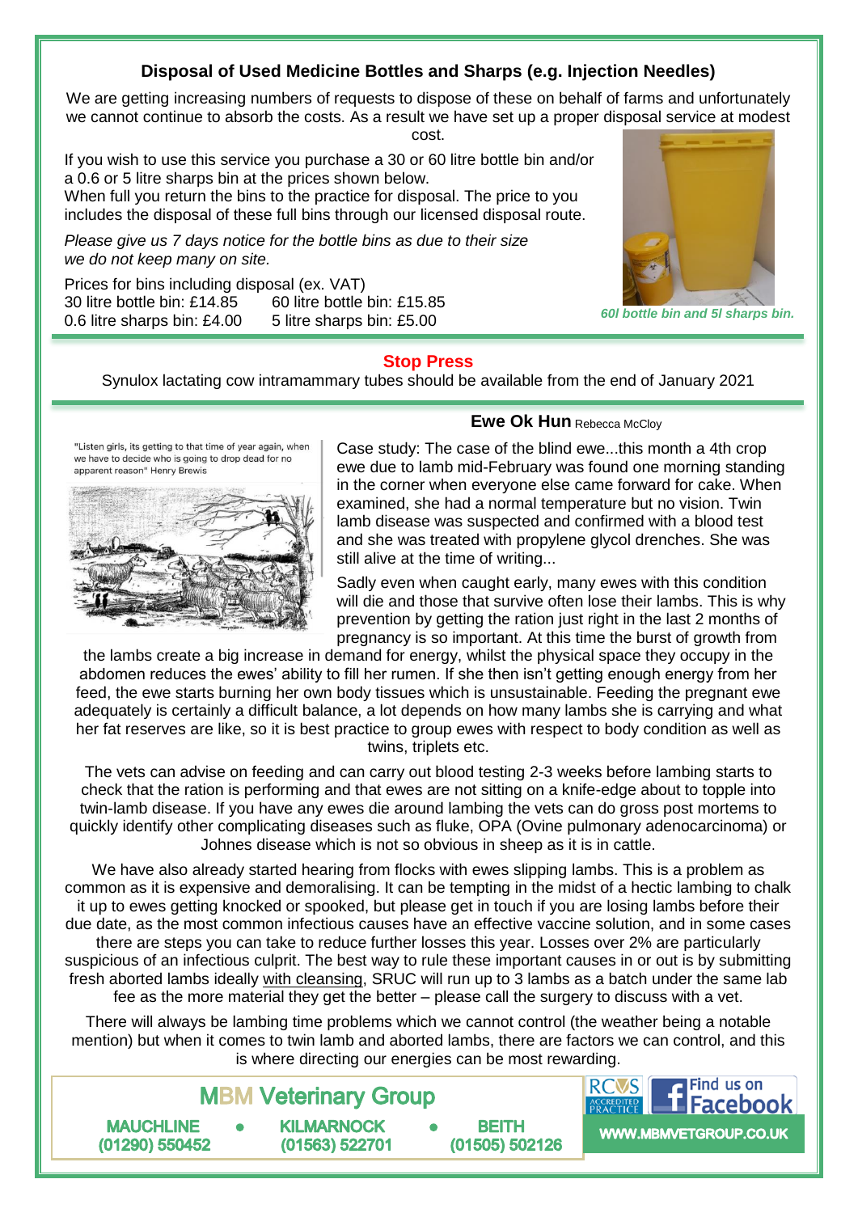## Disposal of Used Medicine Bottles and Sharps (e.g. Injection Needles)

We are getting increasing numbers of requests to dispose of these on behalf of farms and unfortunately we cannot continue to absorb the costs. As a result we have set up a proper disposal service at modest cost.

If you wish to use this service you purchase a 30 or 60 litre bottle bin and/or a 0.6 or 5 litre sharps bin at the prices shown below.
When full you return the bins to the practice for disposal. The price to you includes the disposal of these full bins through our licensed disposal route.

*Please give us 7 days notice for the bottle bins as due to their size we do not keep many on site.*

Prices for bins including disposal (ex. VAT)

| | |
|---|---|
| 30 litre bottle bin: £14.85 | 60 litre bottle bin: £15.85 |
| 0.6 litre sharps bin: £4.00 | 5 litre sharps bin: £5.00 |

*60l bottle bin and 5l sharps bin.*

## Stop Press

Synulox lactating cow intramammary tubes should be available from the end of January 2021

## Ewe Ok Hun

Rebecca McCloy

"Listen girls, its getting to that time of year again, when we have to decide who is going to drop dead for no apparent reason" Henry Brewis

Case study: The case of the blind ewe...this month a 4th crop ewe due to lamb mid-February was found one morning standing in the corner when everyone else came forward for cake. When examined, she had a normal temperature but no vision. Twin lamb disease was suspected and confirmed with a blood test and she was treated with propylene glycol drenches. She was still alive at the time of writing...

Sadly even when caught early, many ewes with this condition will die and those that survive often lose their lambs. This is why prevention by getting the ration just right in the last 2 months of pregnancy is so important. At this time the burst of growth from the lambs create a big increase in demand for energy, whilst the physical space they occupy in the abdomen reduces the ewes' ability to fill her rumen. If she then isn't getting enough energy from her feed, the ewe starts burning her own body tissues which is unsustainable. Feeding the pregnant ewe adequately is certainly a difficult balance, a lot depends on how many lambs she is carrying and what her fat reserves are like, so it is best practice to group ewes with respect to body condition as well as twins, triplets etc.

The vets can advise on feeding and can carry out blood testing 2-3 weeks before lambing starts to check that the ration is performing and that ewes are not sitting on a knife-edge about to topple into twin-lamb disease. If you have any ewes die around lambing the vets can do gross post mortems to quickly identify other complicating diseases such as fluke, OPA (Ovine pulmonary adenocarcinoma) or Johnes disease which is not so obvious in sheep as it is in cattle.

We have also already started hearing from flocks with ewes slipping lambs. This is a problem as common as it is expensive and demoralising. It can be tempting in the midst of a hectic lambing to chalk it up to ewes getting knocked or spooked, but please get in touch if you are losing lambs before their due date, as the most common infectious causes have an effective vaccine solution, and in some cases there are steps you can take to reduce further losses this year. Losses over 2% are particularly suspicious of an infectious culprit. The best way to rule these important causes in or out is by submitting fresh aborted lambs ideally with cleansing, SRUC will run up to 3 lambs as a batch under the same lab fee as the more material they get the better – please call the surgery to discuss with a vet.

There will always be lambing time problems which we cannot control (the weather being a notable mention) but when it comes to twin lamb and aborted lambs, there are factors we can control, and this is where directing our energies can be most rewarding.

**MBM Veterinary Group**

MAUCHLINE (01290) 550452 • KILMARNOCK (01563) 522701 • BEITH (01505) 502126

RCVS Accredited Practice | Find us on Facebook

WWW.MBMVETGROUP.CO.UK